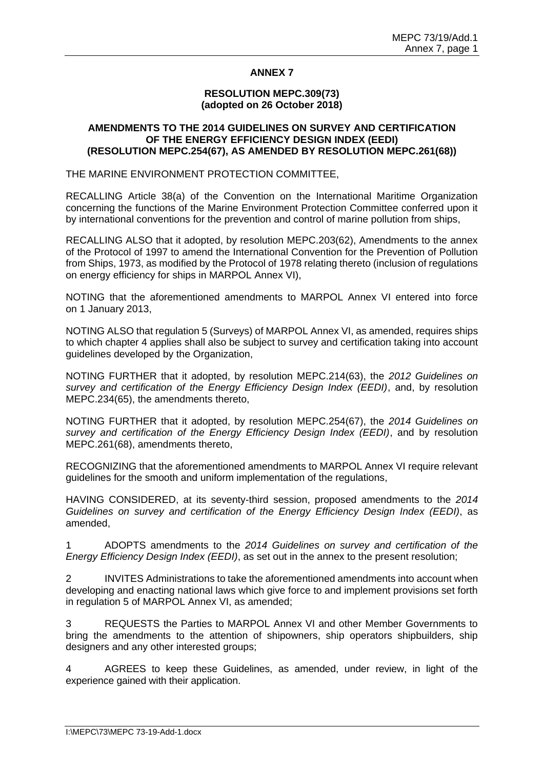# ANNEX 7

## RESOLUTION MEPC.309(73) (adopted on 26 October 2018)

## AMENDMENTS TO THE 2014 GUIDELINES ON SURVEY AND CERTIFICATION OF THE ENERGY EFFICIENCY DESIGN INDEX (EEDI) (RESOLUTION MEPC.254(67), AS AMENDED BY RESOLUTION MEPC.261(68))

THE MARINE ENVIRONMENT PROTECTION COMMITTEE,

RECALLING Article 38(a) of the Convention on the International Maritime Organization concerning the functions of the Marine Environment Protection Committee conferred upon it by international conventions for the prevention and control of marine pollution from ships,

RECALLING ALSO that it adopted, by resolution MEPC.203(62), Amendments to the annex of the Protocol of 1997 to amend the International Convention for the Prevention of Pollution from Ships, 1973, as modified by the Protocol of 1978 relating thereto (inclusion of regulations on energy efficiency for ships in MARPOL Annex VI),

NOTING that the aforementioned amendments to MARPOL Annex VI entered into force on 1 January 2013,

NOTING ALSO that regulation 5 (Surveys) of MARPOL Annex VI, as amended, requires ships to which chapter 4 applies shall also be subject to survey and certification taking into account guidelines developed by the Organization,

NOTING FURTHER that it adopted, by resolution MEPC.214(63), the *2012 Guidelines on survey and certification of the Energy Efficiency Design Index (EEDI)*, and, by resolution MEPC.234(65), the amendments thereto,

NOTING FURTHER that it adopted, by resolution MEPC.254(67), the *2014 Guidelines on survey and certification of the Energy Efficiency Design Index (EEDI)*, and by resolution MEPC.261(68), amendments thereto,

RECOGNIZING that the aforementioned amendments to MARPOL Annex VI require relevant guidelines for the smooth and uniform implementation of the regulations,

HAVING CONSIDERED, at its seventy-third session, proposed amendments to the *2014 Guidelines on survey and certification of the Energy Efficiency Design Index (EEDI)*, as amended,

1 ADOPTS amendments to the *2014 Guidelines on survey and certification of the Energy Efficiency Design Index (EEDI)*, as set out in the annex to the present resolution;

2 INVITES Administrations to take the aforementioned amendments into account when developing and enacting national laws which give force to and implement provisions set forth in regulation 5 of MARPOL Annex VI, as amended;

3 REQUESTS the Parties to MARPOL Annex VI and other Member Governments to bring the amendments to the attention of shipowners, ship operators shipbuilders, ship designers and any other interested groups;

4 AGREES to keep these Guidelines, as amended, under review, in light of the experience gained with their application.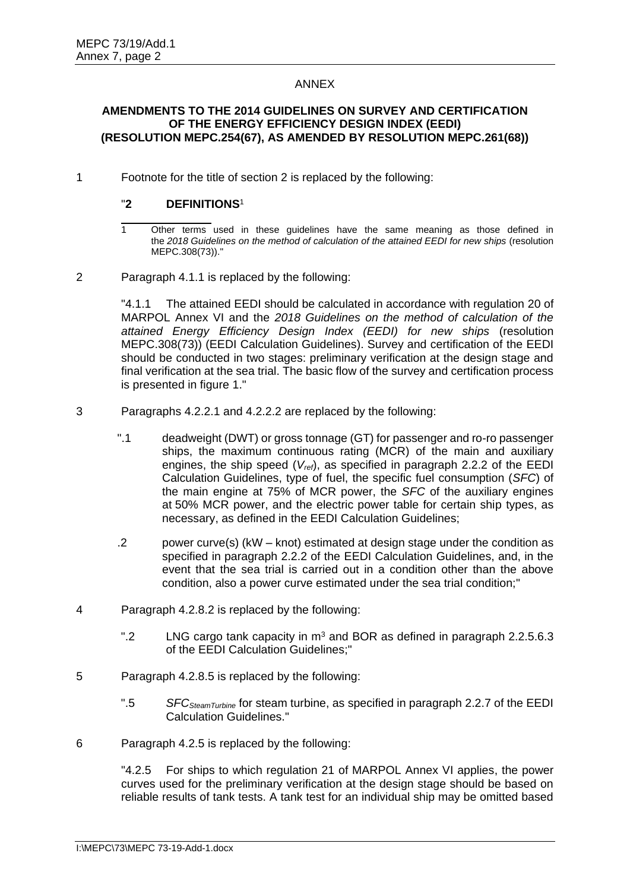# ANNEX

## AMENDMENTS TO THE 2014 GUIDELINES ON SURVEY AND CERTIFICATION OF THE ENERGY EFFICIENCY DESIGN INDEX (EEDI) (RESOLUTION MEPC.254(67), AS AMENDED BY RESOLUTION MEPC.261(68))

1 Footnote for the title of section 2 is replaced by the following:

"**2 DEFINITIONS**[1]

[1] Other terms used in these guidelines have the same meaning as those defined in the *2018 Guidelines on the method of calculation of the attained EEDI for new ships* (resolution MEPC.308(73))."

2 Paragraph 4.1.1 is replaced by the following:

"4.1.1 The attained EEDI should be calculated in accordance with regulation 20 of MARPOL Annex VI and the *2018 Guidelines on the method of calculation of the attained Energy Efficiency Design Index (EEDI) for new ships* (resolution MEPC.308(73)) (EEDI Calculation Guidelines). Survey and certification of the EEDI should be conducted in two stages: preliminary verification at the design stage and final verification at the sea trial. The basic flow of the survey and certification process is presented in figure 1."

3 Paragraphs 4.2.2.1 and 4.2.2.2 are replaced by the following:

".1 deadweight (DWT) or gross tonnage (GT) for passenger and ro-ro passenger ships, the maximum continuous rating (MCR) of the main and auxiliary engines, the ship speed ($V_{ref}$), as specified in paragraph 2.2.2 of the EEDI Calculation Guidelines, type of fuel, the specific fuel consumption (*SFC*) of the main engine at 75% of MCR power, the *SFC* of the auxiliary engines at 50% MCR power, and the electric power table for certain ship types, as necessary, as defined in the EEDI Calculation Guidelines;

.2 power curve(s) (kW – knot) estimated at design stage under the condition as specified in paragraph 2.2.2 of the EEDI Calculation Guidelines, and, in the event that the sea trial is carried out in a condition other than the above condition, also a power curve estimated under the sea trial condition;"

4 Paragraph 4.2.8.2 is replaced by the following:

".2 LNG cargo tank capacity in $m^3$ and BOR as defined in paragraph 2.2.5.6.3 of the EEDI Calculation Guidelines;"

5 Paragraph 4.2.8.5 is replaced by the following:

".5 $SFC_{SteamTurbine}$ for steam turbine, as specified in paragraph 2.2.7 of the EEDI Calculation Guidelines."

6 Paragraph 4.2.5 is replaced by the following:

"4.2.5 For ships to which regulation 21 of MARPOL Annex VI applies, the power curves used for the preliminary verification at the design stage should be based on reliable results of tank tests. A tank test for an individual ship may be omitted based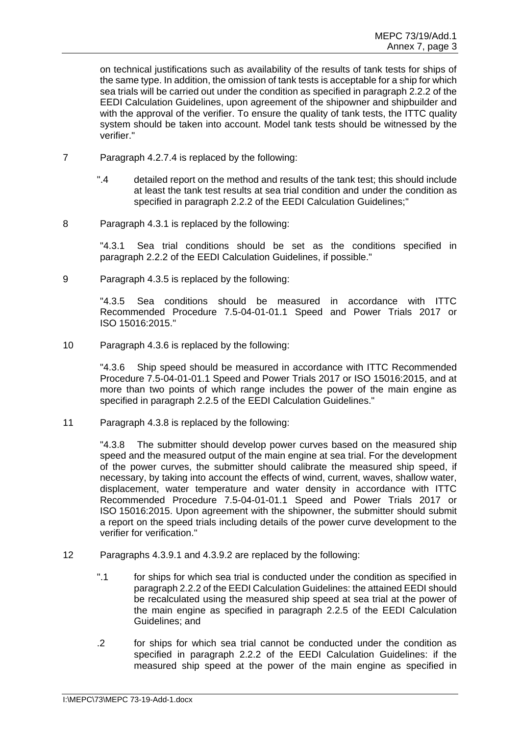on technical justifications such as availability of the results of tank tests for ships of the same type. In addition, the omission of tank tests is acceptable for a ship for which sea trials will be carried out under the condition as specified in paragraph 2.2.2 of the EEDI Calculation Guidelines, upon agreement of the shipowner and shipbuilder and with the approval of the verifier. To ensure the quality of tank tests, the ITTC quality system should be taken into account. Model tank tests should be witnessed by the verifier."

7 Paragraph 4.2.7.4 is replaced by the following:

> ".4 detailed report on the method and results of the tank test; this should include at least the tank test results at sea trial condition and under the condition as specified in paragraph 2.2.2 of the EEDI Calculation Guidelines;"

8 Paragraph 4.3.1 is replaced by the following:

> "4.3.1 Sea trial conditions should be set as the conditions specified in paragraph 2.2.2 of the EEDI Calculation Guidelines, if possible."

9 Paragraph 4.3.5 is replaced by the following:

> "4.3.5 Sea conditions should be measured in accordance with ITTC Recommended Procedure 7.5-04-01-01.1 Speed and Power Trials 2017 or ISO 15016:2015."

10 Paragraph 4.3.6 is replaced by the following:

> "4.3.6 Ship speed should be measured in accordance with ITTC Recommended Procedure 7.5-04-01-01.1 Speed and Power Trials 2017 or ISO 15016:2015, and at more than two points of which range includes the power of the main engine as specified in paragraph 2.2.5 of the EEDI Calculation Guidelines."

11 Paragraph 4.3.8 is replaced by the following:

> "4.3.8 The submitter should develop power curves based on the measured ship speed and the measured output of the main engine at sea trial. For the development of the power curves, the submitter should calibrate the measured ship speed, if necessary, by taking into account the effects of wind, current, waves, shallow water, displacement, water temperature and water density in accordance with ITTC Recommended Procedure 7.5-04-01-01.1 Speed and Power Trials 2017 or ISO 15016:2015. Upon agreement with the shipowner, the submitter should submit a report on the speed trials including details of the power curve development to the verifier for verification."

12 Paragraphs 4.3.9.1 and 4.3.9.2 are replaced by the following:

> ".1 for ships for which sea trial is conducted under the condition as specified in paragraph 2.2.2 of the EEDI Calculation Guidelines: the attained EEDI should be recalculated using the measured ship speed at sea trial at the power of the main engine as specified in paragraph 2.2.5 of the EEDI Calculation Guidelines; and
>
> .2 for ships for which sea trial cannot be conducted under the condition as specified in paragraph 2.2.2 of the EEDI Calculation Guidelines: if the measured ship speed at the power of the main engine as specified in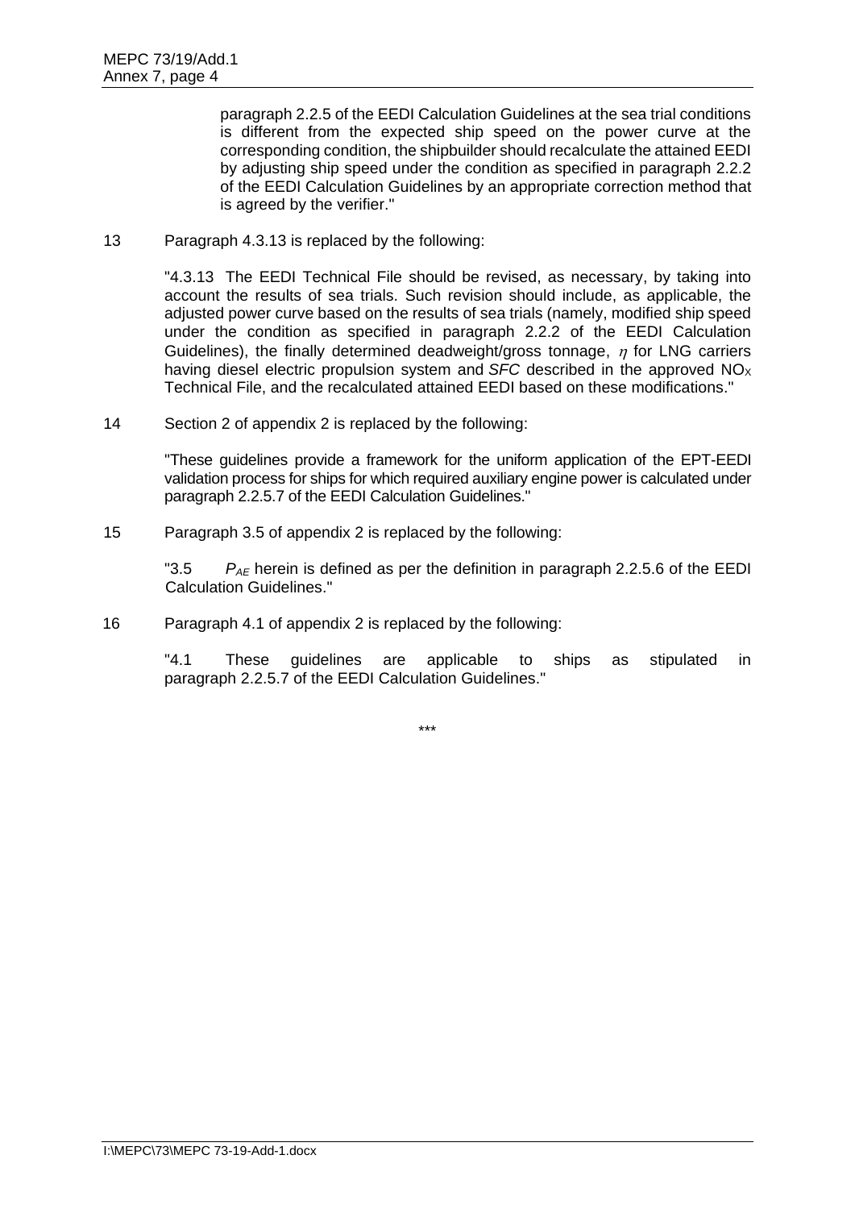paragraph 2.2.5 of the EEDI Calculation Guidelines at the sea trial conditions is different from the expected ship speed on the power curve at the corresponding condition, the shipbuilder should recalculate the attained EEDI by adjusting ship speed under the condition as specified in paragraph 2.2.2 of the EEDI Calculation Guidelines by an appropriate correction method that is agreed by the verifier."

13 Paragraph 4.3.13 is replaced by the following:

"4.3.13 The EEDI Technical File should be revised, as necessary, by taking into account the results of sea trials. Such revision should include, as applicable, the adjusted power curve based on the results of sea trials (namely, modified ship speed under the condition as specified in paragraph 2.2.2 of the EEDI Calculation Guidelines), the finally determined deadweight/gross tonnage, $\eta$ for LNG carriers having diesel electric propulsion system and *SFC* described in the approved $NO_X$ Technical File, and the recalculated attained EEDI based on these modifications."

14 Section 2 of appendix 2 is replaced by the following:

"These guidelines provide a framework for the uniform application of the EPT-EEDI validation process for ships for which required auxiliary engine power is calculated under paragraph 2.2.5.7 of the EEDI Calculation Guidelines."

15 Paragraph 3.5 of appendix 2 is replaced by the following:

"3.5 $P_{AE}$ herein is defined as per the definition in paragraph 2.2.5.6 of the EEDI Calculation Guidelines."

16 Paragraph 4.1 of appendix 2 is replaced by the following:

"4.1 These guidelines are applicable to ships as stipulated in paragraph 2.2.5.7 of the EEDI Calculation Guidelines."

\*\*\*